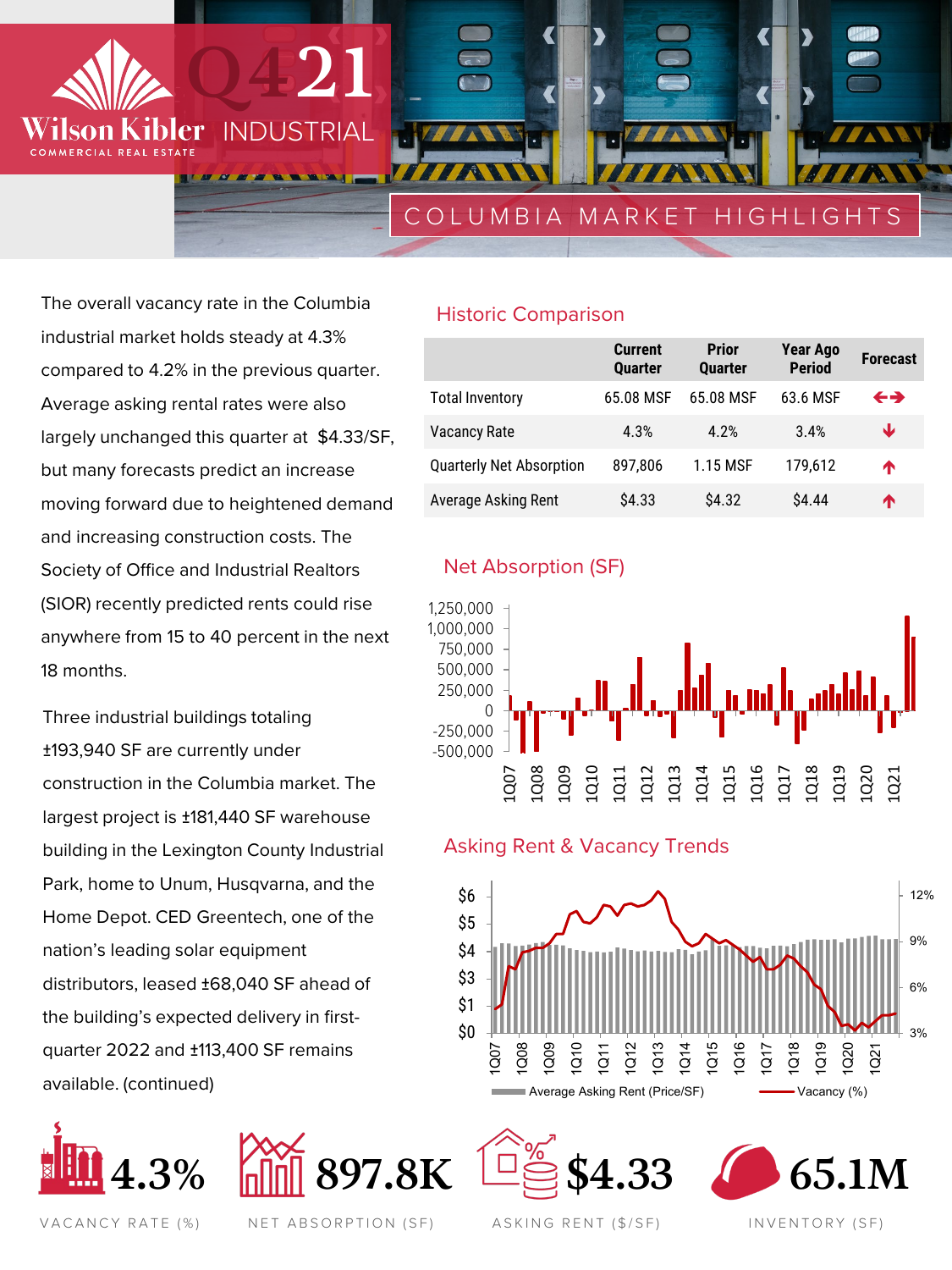# Q4 21 INDUSTRIAL

Wilson Kibler COMMERCIAL REAL ESTATE

## COLUMBIA MARKET HIGHLIGHTS

The overall vacancy rate in the Columbia industrial market holds steady at 4.3% compared to 4.2% in the previous quarter. Average asking rental rates were also largely unchanged this quarter at $4.33/SF, but many forecasts predict an increase moving forward due to heightened demand and increasing construction costs. The Society of Office and Industrial Realtors (SIOR) recently predicted rents could rise anywhere from 15 to 40 percent in the next 18 months.

Three industrial buildings totaling ±193,940 SF are currently under construction in the Columbia market. The largest project is ±181,440 SF warehouse building in the Lexington County Industrial Park, home to Unum, Husqvarna, and the Home Depot. CED Greentech, one of the nation's leading solar equipment distributors, leased ±68,040 SF ahead of the building's expected delivery in first-quarter 2022 and ±113,400 SF remains available. (continued)

### Historic Comparison

| | Current Quarter | Prior Quarter | Year Ago Period | Forecast |
|---|---|---|---|---|
| Total Inventory | 65.08 MSF | 65.08 MSF | 63.6 MSF | ↔ |
| Vacancy Rate | 4.3% | 4.2% | 3.4% | ↓ |
| Quarterly Net Absorption | 897,806 | 1.15 MSF | 179,612 | ↑ |
| Average Asking Rent | $4.33 | $4.32 | $4.44 | ↑ |

### Net Absorption (SF)

### Asking Rent & Vacancy Trends

Average Asking Rent (Price/SF) — Vacancy (%)

**4.3%** VACANCY RATE (%)

**897.8K** NET ABSORPTION (SF)

**$4.33** ASKING RENT ($/SF)

**65.1M** INVENTORY (SF)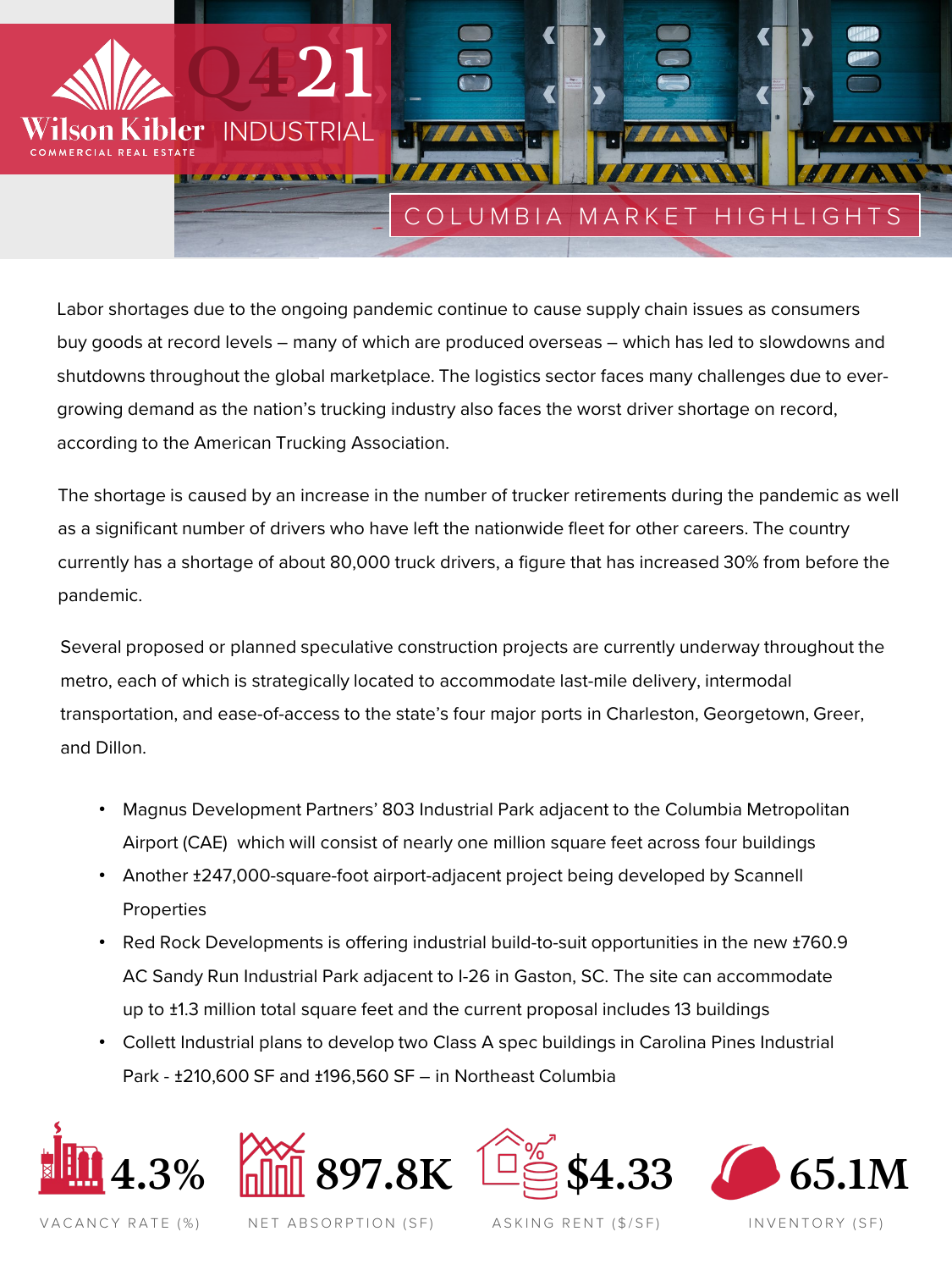# Q4 21 INDUSTRIAL

Wilson Kibler COMMERCIAL REAL ESTATE

## COLUMBIA MARKET HIGHLIGHTS

Labor shortages due to the ongoing pandemic continue to cause supply chain issues as consumers buy goods at record levels – many of which are produced overseas – which has led to slowdowns and shutdowns throughout the global marketplace. The logistics sector faces many challenges due to ever-growing demand as the nation's trucking industry also faces the worst driver shortage on record, according to the American Trucking Association.

The shortage is caused by an increase in the number of trucker retirements during the pandemic as well as a significant number of drivers who have left the nationwide fleet for other careers. The country currently has a shortage of about 80,000 truck drivers, a figure that has increased 30% from before the pandemic.

Several proposed or planned speculative construction projects are currently underway throughout the metro, each of which is strategically located to accommodate last-mile delivery, intermodal transportation, and ease-of-access to the state's four major ports in Charleston, Georgetown, Greer, and Dillon.

- Magnus Development Partners' 803 Industrial Park adjacent to the Columbia Metropolitan Airport (CAE) which will consist of nearly one million square feet across four buildings
- Another ±247,000-square-foot airport-adjacent project being developed by Scannell Properties
- Red Rock Developments is offering industrial build-to-suit opportunities in the new ±760.9 AC Sandy Run Industrial Park adjacent to I-26 in Gaston, SC. The site can accommodate up to ±1.3 million total square feet and the current proposal includes 13 buildings
- Collett Industrial plans to develop two Class A spec buildings in Carolina Pines Industrial Park - ±210,600 SF and ±196,560 SF – in Northeast Columbia

| 4.3% | 897.8K | $4.33 | 65.1M |
|---|---|---|---|
| VACANCY RATE (%) | NET ABSORPTION (SF) | ASKING RENT ($/SF) | INVENTORY (SF) |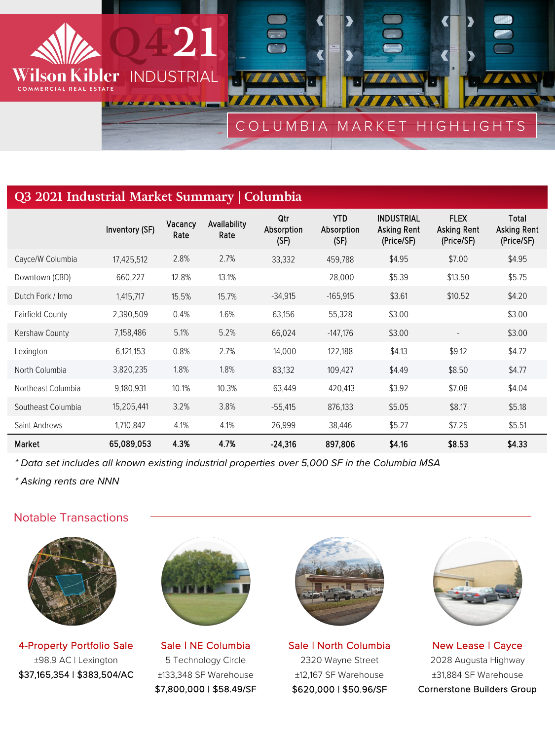# Q4 21 INDUSTRIAL

Wilson Kibler COMMERCIAL REAL ESTATE

## COLUMBIA MARKET HIGHLIGHTS

## Q3 2021 Industrial Market Summary | Columbia

| | Inventory (SF) | Vacancy Rate | Availability Rate | Qtr Absorption (SF) | YTD Absorption (SF) | INDUSTRIAL Asking Rent (Price/SF) | FLEX Asking Rent (Price/SF) | Total Asking Rent (Price/SF) |
|---|---|---|---|---|---|---|---|---|
| Cayce/W Columbia | 17,425,512 | 2.8% | 2.7% | 33,332 | 459,788 | $4.95 | $7.00 | $4.95 |
| Downtown (CBD) | 660,227 | 12.8% | 13.1% | - | -28,000 | $5.39 | $13.50 | $5.75 |
| Dutch Fork / Irmo | 1,415,717 | 15.5% | 15.7% | -34,915 | -165,915 | $3.61 | $10.52 | $4.20 |
| Fairfield County | 2,390,509 | 0.4% | 1.6% | 63,156 | 55,328 | $3.00 | - | $3.00 |
| Kershaw County | 7,158,486 | 5.1% | 5.2% | 66,024 | -147,176 | $3.00 | - | $3.00 |
| Lexington | 6,121,153 | 0.8% | 2.7% | -14,000 | 122,188 | $4.13 | $9.12 | $4.72 |
| North Columbia | 3,820,235 | 1.8% | 1.8% | 83,132 | 109,427 | $4.49 | $8.50 | $4.77 |
| Northeast Columbia | 9,180,931 | 10.1% | 10.3% | -63,449 | -420,413 | $3.92 | $7.08 | $4.04 |
| Southeast Columbia | 15,205,441 | 3.2% | 3.8% | -55,415 | 876,133 | $5.05 | $8.17 | $5.18 |
| Saint Andrews | 1,710,842 | 4.1% | 4.1% | 26,999 | 38,446 | $5.27 | $7.25 | $5.51 |
| **Market** | **65,089,053** | **4.3%** | **4.7%** | **-24,316** | **897,806** | **$4.16** | **$8.53** | **$4.33** |

*\* Data set includes all known existing industrial properties over 5,000 SF in the Columbia MSA*

*\* Asking rents are NNN*

## Notable Transactions

**4-Property Portfolio Sale**
±98.9 AC | Lexington
$37,165,354 | $383,504/AC

**Sale | NE Columbia**
5 Technology Circle
±133,348 SF Warehouse
$7,800,000 | $58.49/SF

**Sale | North Columbia**
2320 Wayne Street
±12,167 SF Warehouse
$620,000 | $50.96/SF

**New Lease | Cayce**
2028 Augusta Highway
±31,884 SF Warehouse
Cornerstone Builders Group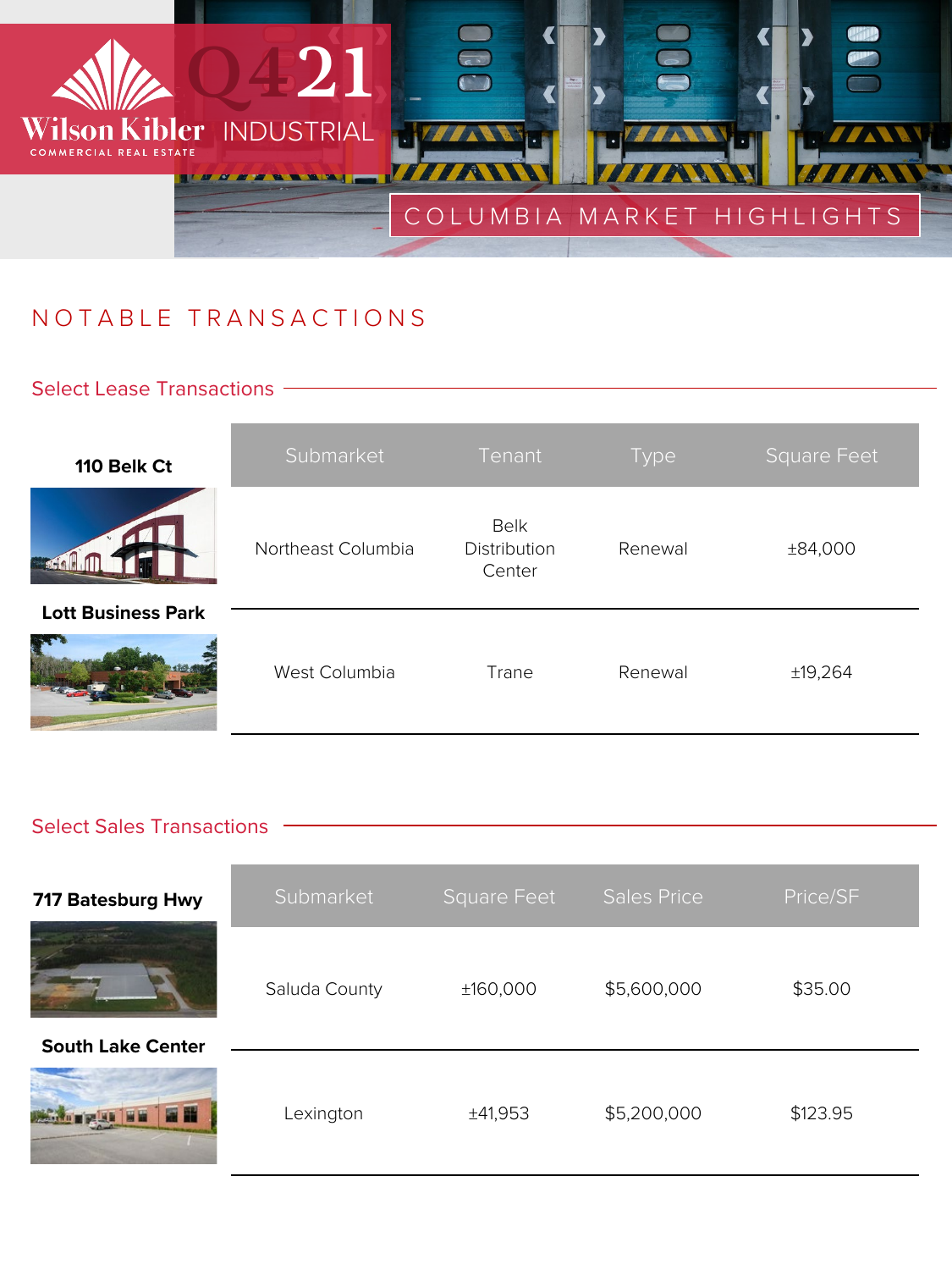# Q4 21 INDUSTRIAL

Wilson Kibler COMMERCIAL REAL ESTATE

COLUMBIA MARKET HIGHLIGHTS

## NOTABLE TRANSACTIONS

### Select Lease Transactions

| Property | Submarket | Tenant | Type | Square Feet |
| --- | --- | --- | --- | --- |
| 110 Belk Ct | Northeast Columbia | Belk Distribution Center | Renewal | ±84,000 |
| Lott Business Park | West Columbia | Trane | Renewal | ±19,264 |

### Select Sales Transactions

| Property | Submarket | Square Feet | Sales Price | Price/SF |
| --- | --- | --- | --- | --- |
| 717 Batesburg Hwy | Saluda County | ±160,000 | $5,600,000 | $35.00 |
| South Lake Center | Lexington | ±41,953 | $5,200,000 | $123.95 |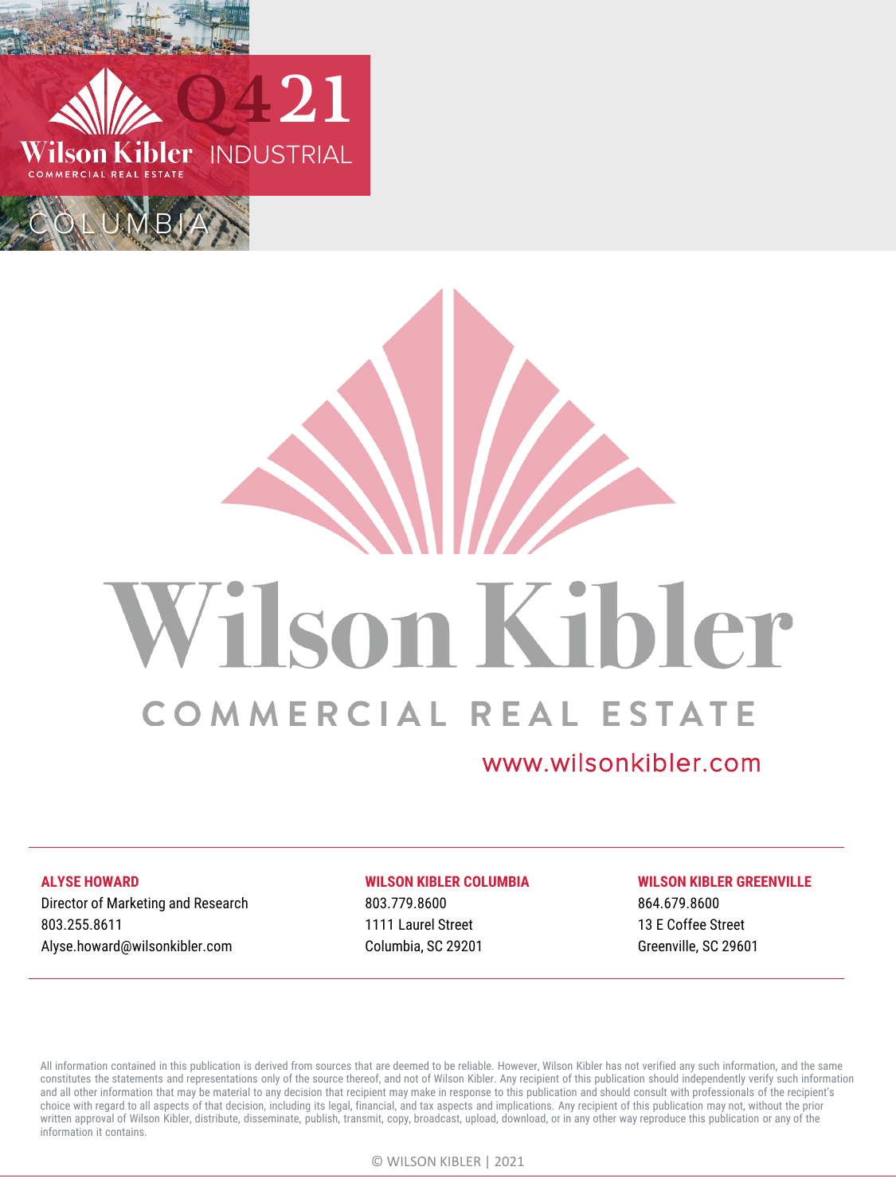# Q421

Wilson Kibler COMMERCIAL REAL ESTATE INDUSTRIAL

COLUMBIA

Wilson Kibler

COMMERCIAL REAL ESTATE

www.wilsonkibler.com

**ALYSE HOWARD**
Director of Marketing and Research
803.255.8611
Alyse.howard@wilsonkibler.com

**WILSON KIBLER COLUMBIA**
803.779.8600
1111 Laurel Street
Columbia, SC 29201

**WILSON KIBLER GREENVILLE**
864.679.8600
13 E Coffee Street
Greenville, SC 29601

All information contained in this publication is derived from sources that are deemed to be reliable. However, Wilson Kibler has not verified any such information, and the same constitutes the statements and representations only of the source thereof, and not of Wilson Kibler. Any recipient of this publication should independently verify such information and all other information that may be material to any decision that recipient may make in response to this publication and should consult with professionals of the recipient's choice with regard to all aspects of that decision, including its legal, financial, and tax aspects and implications. Any recipient of this publication may not, without the prior written approval of Wilson Kibler, distribute, disseminate, publish, transmit, copy, broadcast, upload, download, or in any other way reproduce this publication or any of the information it contains.

© WILSON KIBLER | 2021